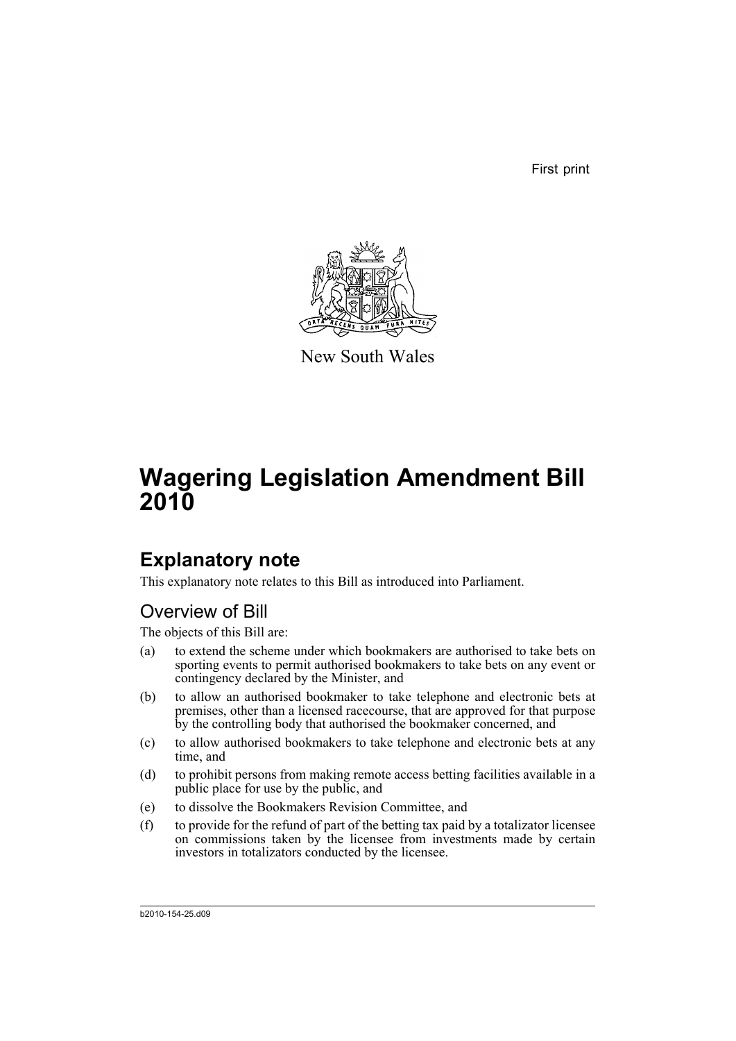First print

New South Wales

# Wagering Legislation Amendment Bill 2010

## Explanatory note

This explanatory note relates to this Bill as introduced into Parliament.

### Overview of Bill

The objects of this Bill are:

(a) to extend the scheme under which bookmakers are authorised to take bets on sporting events to permit authorised bookmakers to take bets on any event or contingency declared by the Minister, and

(b) to allow an authorised bookmaker to take telephone and electronic bets at premises, other than a licensed racecourse, that are approved for that purpose by the controlling body that authorised the bookmaker concerned, and

(c) to allow authorised bookmakers to take telephone and electronic bets at any time, and

(d) to prohibit persons from making remote access betting facilities available in a public place for use by the public, and

(e) to dissolve the Bookmakers Revision Committee, and

(f) to provide for the refund of part of the betting tax paid by a totalizator licensee on commissions taken by the licensee from investments made by certain investors in totalizators conducted by the licensee.

b2010-154-25.d09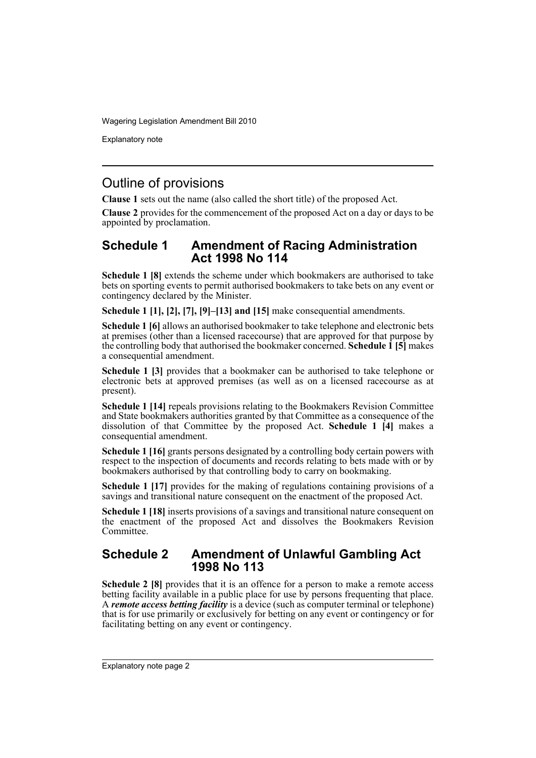## Outline of provisions

**Clause 1** sets out the name (also called the short title) of the proposed Act.

**Clause 2** provides for the commencement of the proposed Act on a day or days to be appointed by proclamation.

## Schedule 1 Amendment of Racing Administration Act 1998 No 114

**Schedule 1 [8]** extends the scheme under which bookmakers are authorised to take bets on sporting events to permit authorised bookmakers to take bets on any event or contingency declared by the Minister.

**Schedule 1 [1], [2], [7], [9]–[13] and [15]** make consequential amendments.

**Schedule 1 [6]** allows an authorised bookmaker to take telephone and electronic bets at premises (other than a licensed racecourse) that are approved for that purpose by the controlling body that authorised the bookmaker concerned. **Schedule 1 [5]** makes a consequential amendment.

**Schedule 1 [3]** provides that a bookmaker can be authorised to take telephone or electronic bets at approved premises (as well as on a licensed racecourse as at present).

**Schedule 1 [14]** repeals provisions relating to the Bookmakers Revision Committee and State bookmakers authorities granted by that Committee as a consequence of the dissolution of that Committee by the proposed Act. **Schedule 1 [4]** makes a consequential amendment.

**Schedule 1 [16]** grants persons designated by a controlling body certain powers with respect to the inspection of documents and records relating to bets made with or by bookmakers authorised by that controlling body to carry on bookmaking.

**Schedule 1 [17]** provides for the making of regulations containing provisions of a savings and transitional nature consequent on the enactment of the proposed Act.

**Schedule 1 [18]** inserts provisions of a savings and transitional nature consequent on the enactment of the proposed Act and dissolves the Bookmakers Revision Committee.

## Schedule 2 Amendment of Unlawful Gambling Act 1998 No 113

**Schedule 2 [8]** provides that it is an offence for a person to make a remote access betting facility available in a public place for use by persons frequenting that place. A ***remote access betting facility*** is a device (such as computer terminal or telephone) that is for use primarily or exclusively for betting on any event or contingency or for facilitating betting on any event or contingency.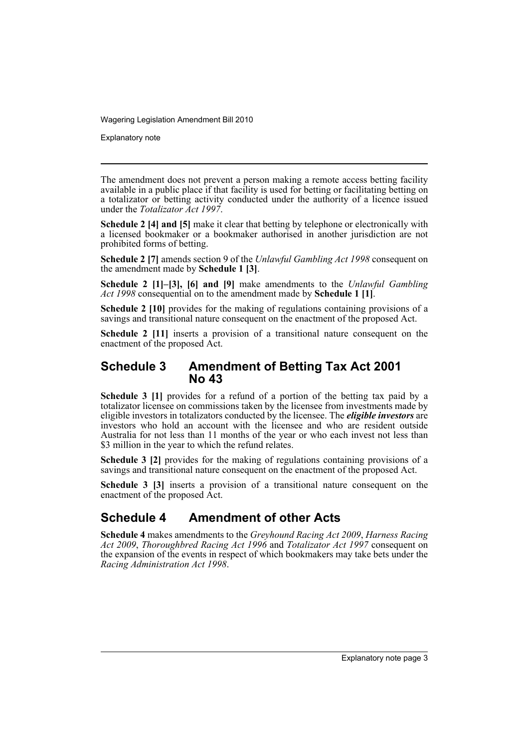The amendment does not prevent a person making a remote access betting facility available in a public place if that facility is used for betting or facilitating betting on a totalizator or betting activity conducted under the authority of a licence issued under the *Totalizator Act 1997*.

**Schedule 2 [4] and [5]** make it clear that betting by telephone or electronically with a licensed bookmaker or a bookmaker authorised in another jurisdiction are not prohibited forms of betting.

**Schedule 2 [7]** amends section 9 of the *Unlawful Gambling Act 1998* consequent on the amendment made by **Schedule 1 [3]**.

**Schedule 2 [1]–[3], [6] and [9]** make amendments to the *Unlawful Gambling Act 1998* consequential on to the amendment made by **Schedule 1 [1]**.

**Schedule 2 [10]** provides for the making of regulations containing provisions of a savings and transitional nature consequent on the enactment of the proposed Act.

**Schedule 2 [11]** inserts a provision of a transitional nature consequent on the enactment of the proposed Act.

## Schedule 3 Amendment of Betting Tax Act 2001 No 43

**Schedule 3 [1]** provides for a refund of a portion of the betting tax paid by a totalizator licensee on commissions taken by the licensee from investments made by eligible investors in totalizators conducted by the licensee. The ***eligible investors*** are investors who hold an account with the licensee and who are resident outside Australia for not less than 11 months of the year or who each invest not less than $3 million in the year to which the refund relates.

**Schedule 3 [2]** provides for the making of regulations containing provisions of a savings and transitional nature consequent on the enactment of the proposed Act.

**Schedule 3 [3]** inserts a provision of a transitional nature consequent on the enactment of the proposed Act.

## Schedule 4 Amendment of other Acts

**Schedule 4** makes amendments to the *Greyhound Racing Act 2009*, *Harness Racing Act 2009*, *Thoroughbred Racing Act 1996* and *Totalizator Act 1997* consequent on the expansion of the events in respect of which bookmakers may take bets under the *Racing Administration Act 1998*.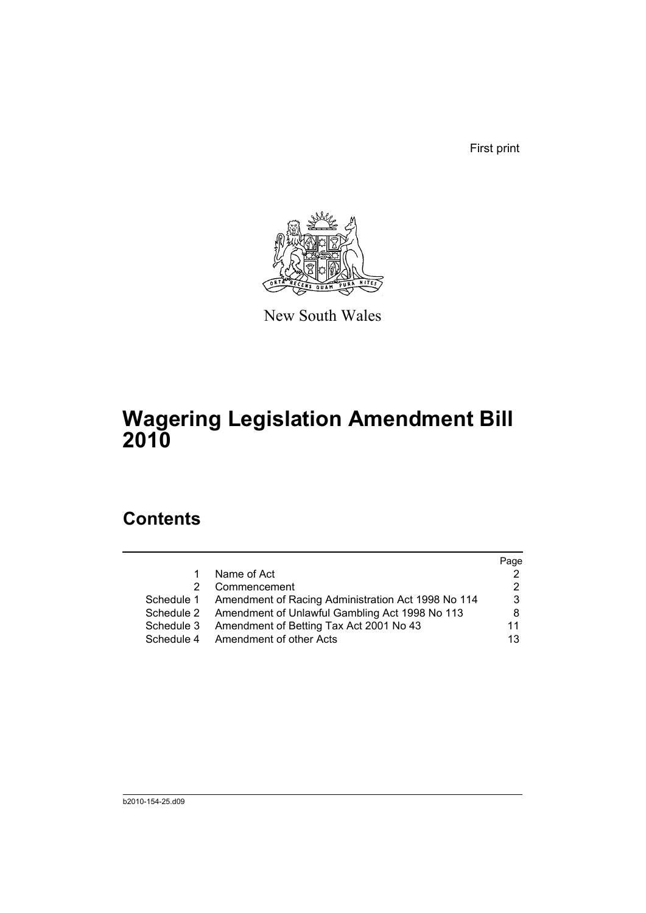First print

New South Wales

# Wagering Legislation Amendment Bill 2010

## Contents

| | | Page |
|---|---|---|
| 1 | Name of Act | 2 |
| 2 | Commencement | 2 |
| Schedule 1 | Amendment of Racing Administration Act 1998 No 114 | 3 |
| Schedule 2 | Amendment of Unlawful Gambling Act 1998 No 113 | 8 |
| Schedule 3 | Amendment of Betting Tax Act 2001 No 43 | 11 |
| Schedule 4 | Amendment of other Acts | 13 |

b2010-154-25.d09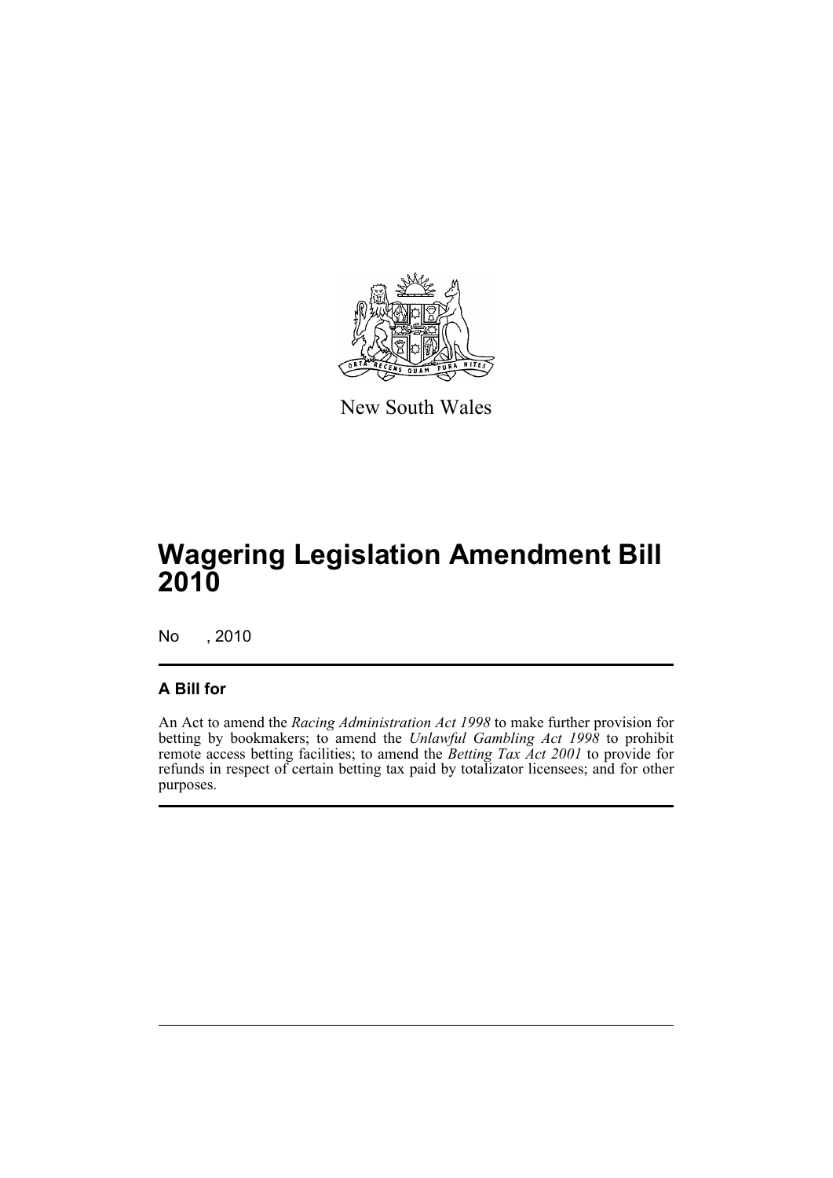New South Wales

# Wagering Legislation Amendment Bill 2010

No , 2010

## A Bill for

An Act to amend the *Racing Administration Act 1998* to make further provision for betting by bookmakers; to amend the *Unlawful Gambling Act 1998* to prohibit remote access betting facilities; to amend the *Betting Tax Act 2001* to provide for refunds in respect of certain betting tax paid by totalizator licensees; and for other purposes.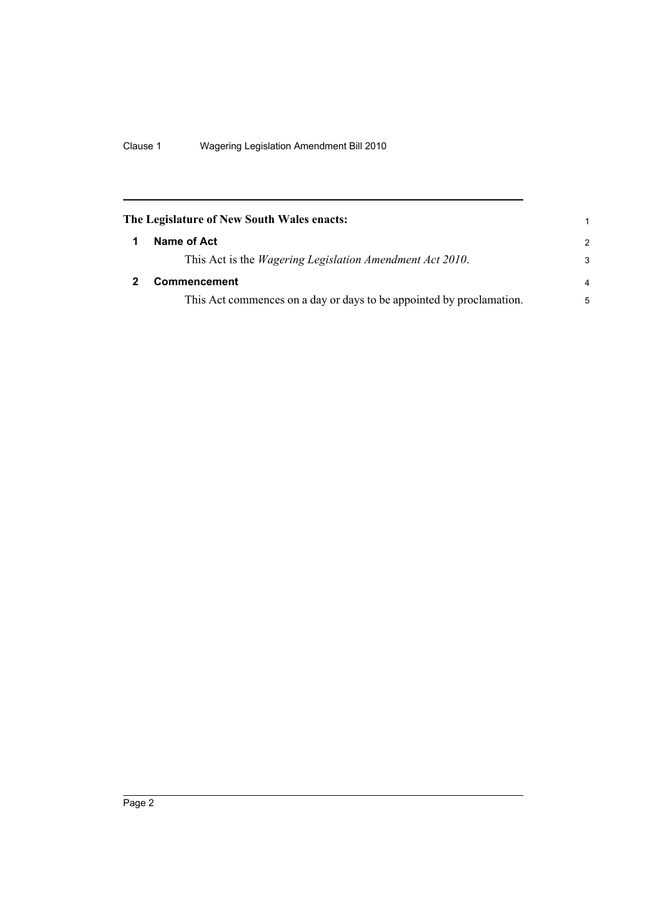**The Legislature of New South Wales enacts:**

## 1 Name of Act

This Act is the *Wagering Legislation Amendment Act 2010*.

## 2 Commencement

This Act commences on a day or days to be appointed by proclamation.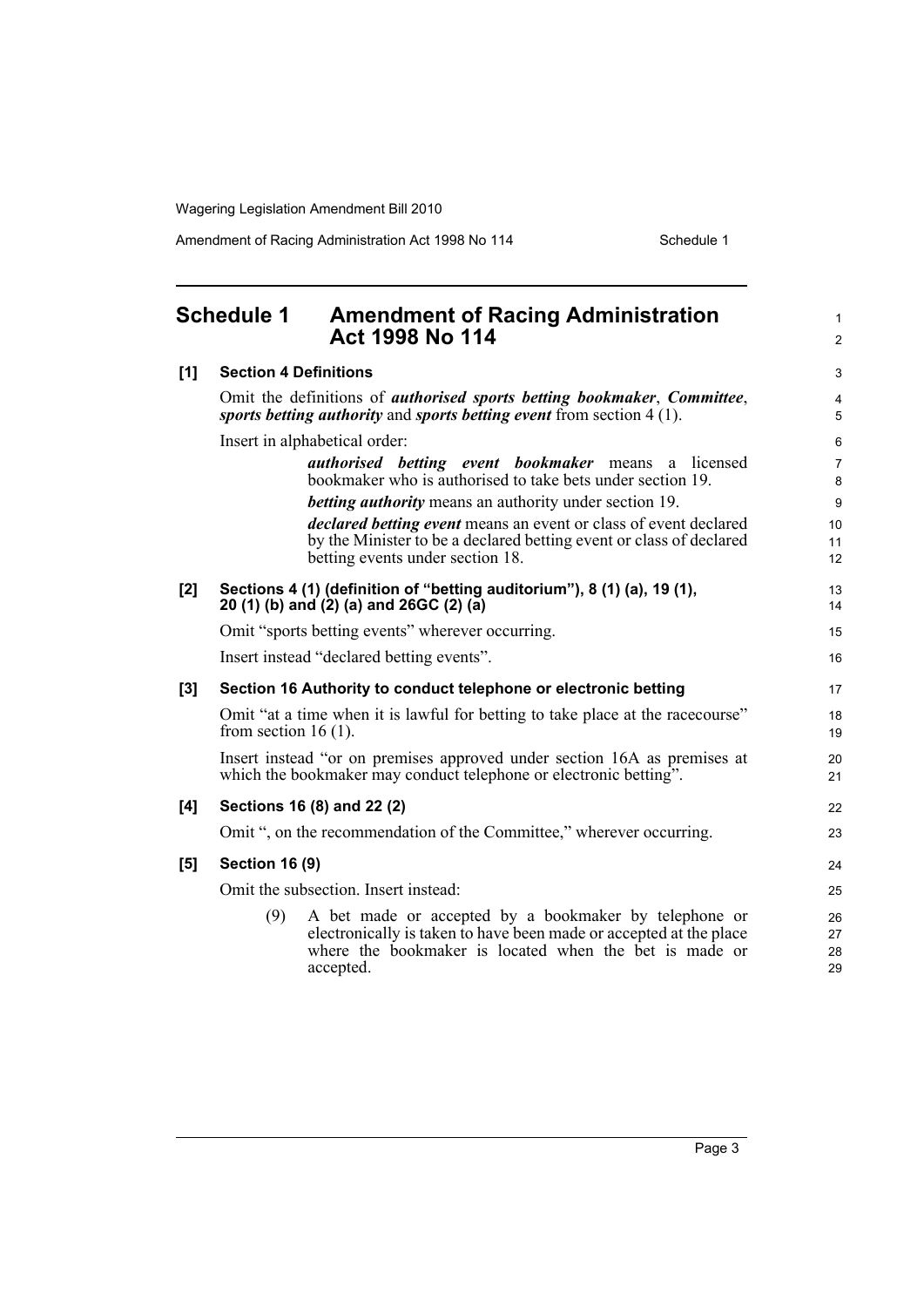## Schedule 1 Amendment of Racing Administration Act 1998 No 114

**[1] Section 4 Definitions**

Omit the definitions of ***authorised sports betting bookmaker***, ***Committee***, ***sports betting authority*** and ***sports betting event*** from section 4 (1).

Insert in alphabetical order:

> ***authorised betting event bookmaker*** means a licensed bookmaker who is authorised to take bets under section 19.
>
> ***betting authority*** means an authority under section 19.
>
> ***declared betting event*** means an event or class of event declared by the Minister to be a declared betting event or class of declared betting events under section 18.

**[2] Sections 4 (1) (definition of "betting auditorium"), 8 (1) (a), 19 (1), 20 (1) (b) and (2) (a) and 26GC (2) (a)**

Omit "sports betting events" wherever occurring.

Insert instead "declared betting events".

**[3] Section 16 Authority to conduct telephone or electronic betting**

Omit "at a time when it is lawful for betting to take place at the racecourse" from section 16 (1).

Insert instead "or on premises approved under section 16A as premises at which the bookmaker may conduct telephone or electronic betting".

**[4] Sections 16 (8) and 22 (2)**

Omit ", on the recommendation of the Committee," wherever occurring.

**[5] Section 16 (9)**

Omit the subsection. Insert instead:

> (9) A bet made or accepted by a bookmaker by telephone or electronically is taken to have been made or accepted at the place where the bookmaker is located when the bet is made or accepted.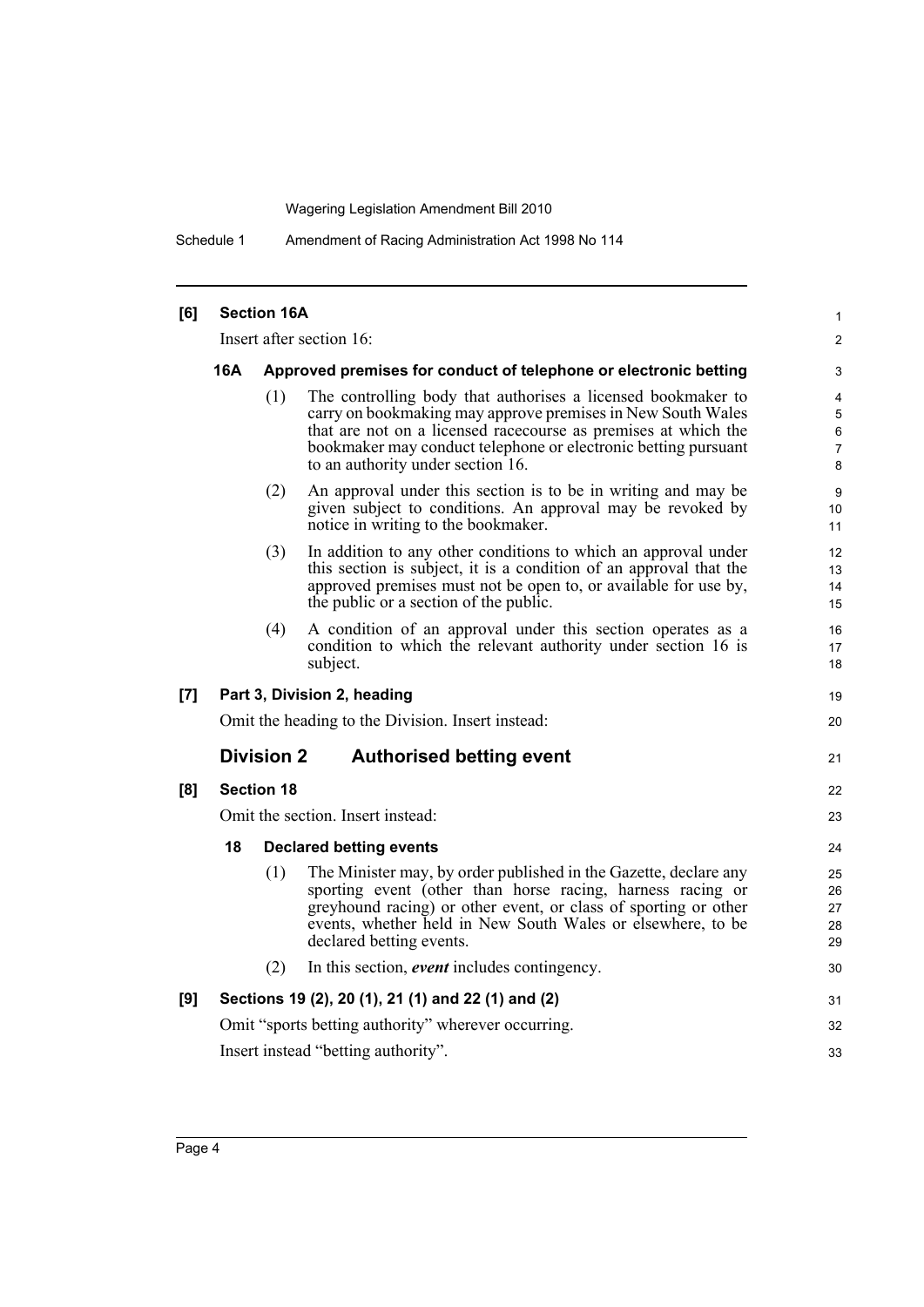**[6] Section 16A**

Insert after section 16:

**16A Approved premises for conduct of telephone or electronic betting**

(1) The controlling body that authorises a licensed bookmaker to carry on bookmaking may approve premises in New South Wales that are not on a licensed racecourse as premises at which the bookmaker may conduct telephone or electronic betting pursuant to an authority under section 16.

(2) An approval under this section is to be in writing and may be given subject to conditions. An approval may be revoked by notice in writing to the bookmaker.

(3) In addition to any other conditions to which an approval under this section is subject, it is a condition of an approval that the approved premises must not be open to, or available for use by, the public or a section of the public.

(4) A condition of an approval under this section operates as a condition to which the relevant authority under section 16 is subject.

**[7] Part 3, Division 2, heading**

Omit the heading to the Division. Insert instead:

## Division 2 Authorised betting event

**[8] Section 18**

Omit the section. Insert instead:

**18 Declared betting events**

(1) The Minister may, by order published in the Gazette, declare any sporting event (other than horse racing, harness racing or greyhound racing) or other event, or class of sporting or other events, whether held in New South Wales or elsewhere, to be declared betting events.

(2) In this section, ***event*** includes contingency.

**[9] Sections 19 (2), 20 (1), 21 (1) and 22 (1) and (2)**

Omit "sports betting authority" wherever occurring.

Insert instead "betting authority".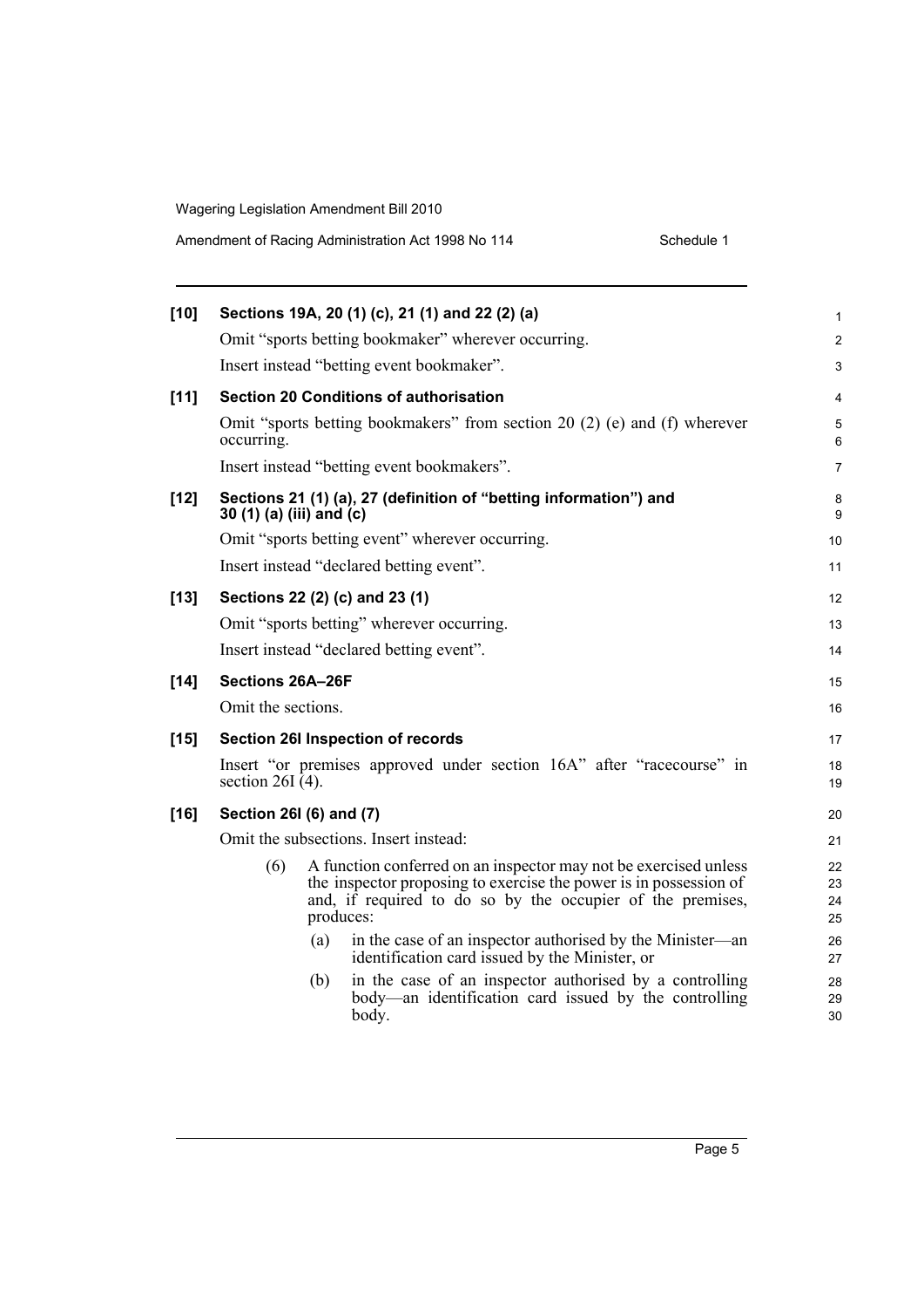**[10] Sections 19A, 20 (1) (c), 21 (1) and 22 (2) (a)**

Omit "sports betting bookmaker" wherever occurring.

Insert instead "betting event bookmaker".

**[11] Section 20 Conditions of authorisation**

Omit "sports betting bookmakers" from section 20 (2) (e) and (f) wherever occurring.

Insert instead "betting event bookmakers".

**[12] Sections 21 (1) (a), 27 (definition of "betting information") and 30 (1) (a) (iii) and (c)**

Omit "sports betting event" wherever occurring.

Insert instead "declared betting event".

**[13] Sections 22 (2) (c) and 23 (1)**

Omit "sports betting" wherever occurring.

Insert instead "declared betting event".

**[14] Sections 26A–26F**

Omit the sections.

**[15] Section 26I Inspection of records**

Insert "or premises approved under section 16A" after "racecourse" in section 26I (4).

**[16] Section 26I (6) and (7)**

Omit the subsections. Insert instead:

(6) A function conferred on an inspector may not be exercised unless the inspector proposing to exercise the power is in possession of and, if required to do so by the occupier of the premises, produces:

(a) in the case of an inspector authorised by the Minister—an identification card issued by the Minister, or

(b) in the case of an inspector authorised by a controlling body—an identification card issued by the controlling body.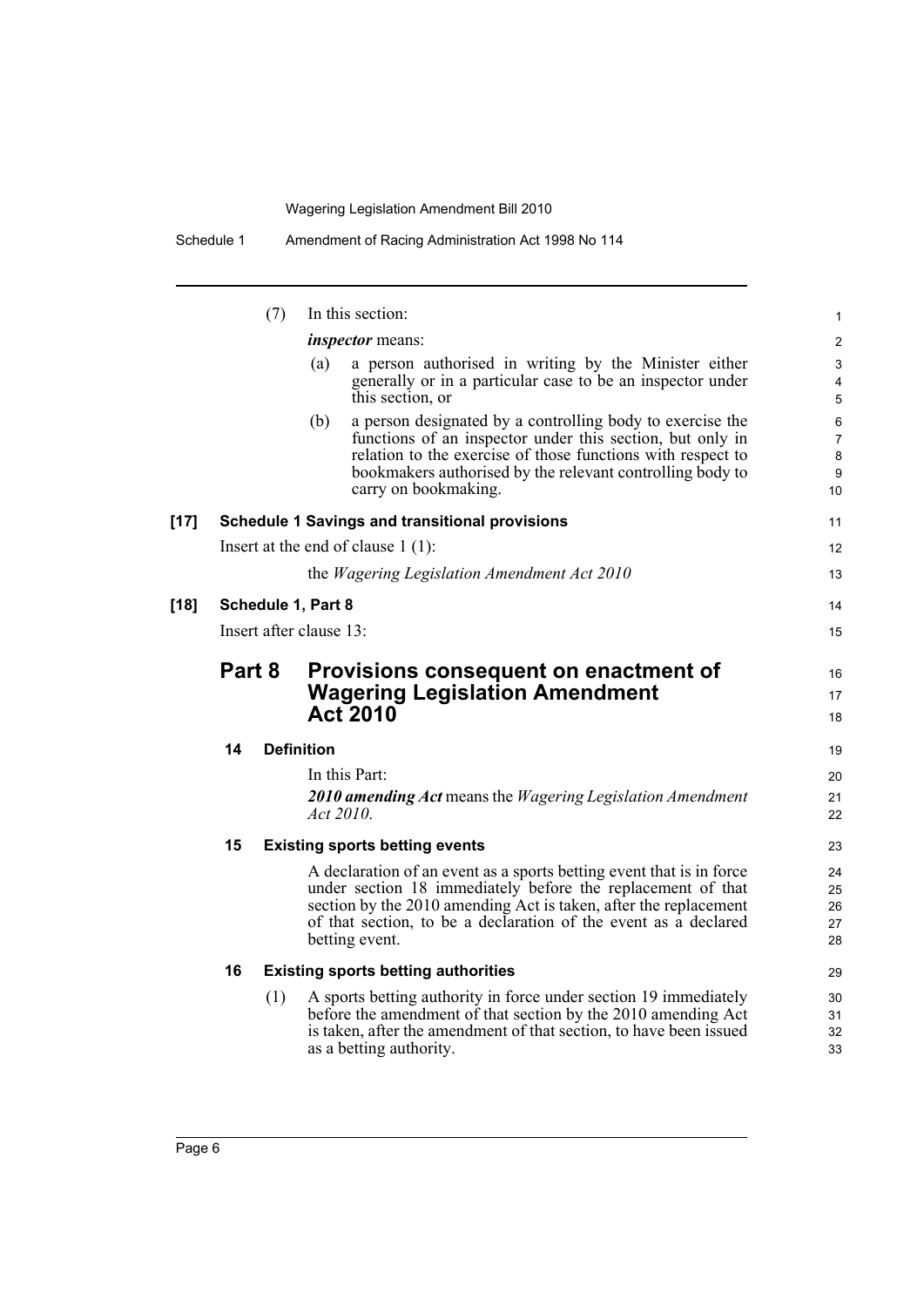(7) In this section:

***inspector*** means:

(a) a person authorised in writing by the Minister either generally or in a particular case to be an inspector under this section, or

(b) a person designated by a controlling body to exercise the functions of an inspector under this section, but only in relation to the exercise of those functions with respect to bookmakers authorised by the relevant controlling body to carry on bookmaking.

**[17] Schedule 1 Savings and transitional provisions**

Insert at the end of clause 1 (1):

the *Wagering Legislation Amendment Act 2010*

**[18] Schedule 1, Part 8**

Insert after clause 13:

## Part 8 Provisions consequent on enactment of Wagering Legislation Amendment Act 2010

### 14 Definition

In this Part:

***2010 amending Act*** means the *Wagering Legislation Amendment Act 2010*.

### 15 Existing sports betting events

A declaration of an event as a sports betting event that is in force under section 18 immediately before the replacement of that section by the 2010 amending Act is taken, after the replacement of that section, to be a declaration of the event as a declared betting event.

### 16 Existing sports betting authorities

(1) A sports betting authority in force under section 19 immediately before the amendment of that section by the 2010 amending Act is taken, after the amendment of that section, to have been issued as a betting authority.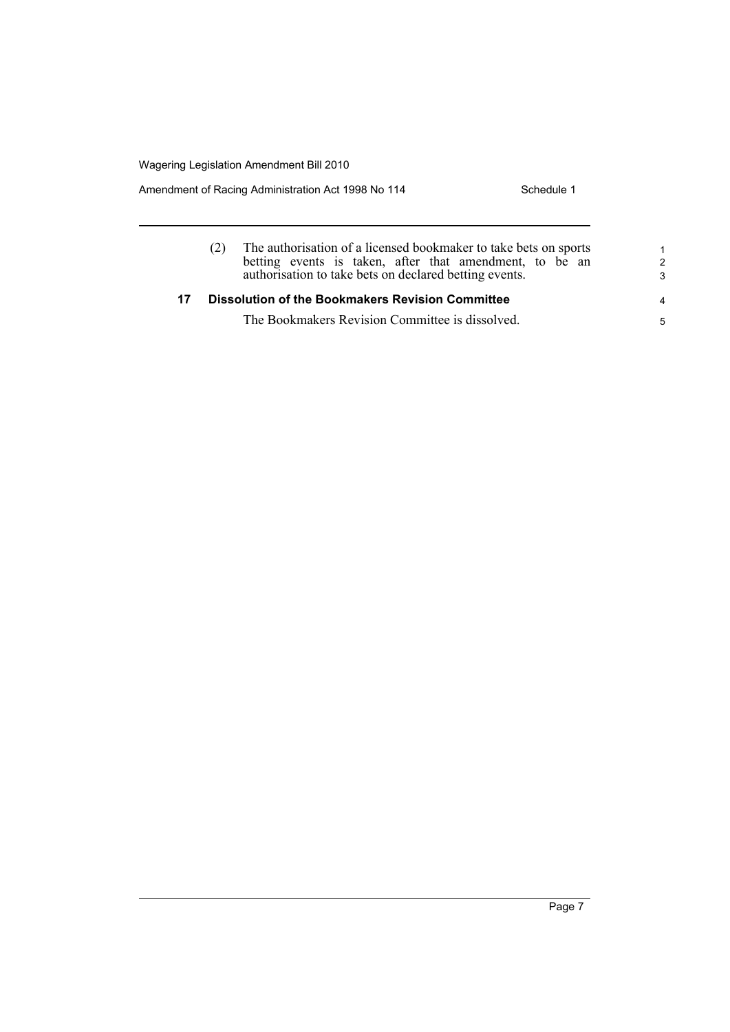(2) The authorisation of a licensed bookmaker to take bets on sports betting events is taken, after that amendment, to be an authorisation to take bets on declared betting events.

### 17 Dissolution of the Bookmakers Revision Committee

The Bookmakers Revision Committee is dissolved.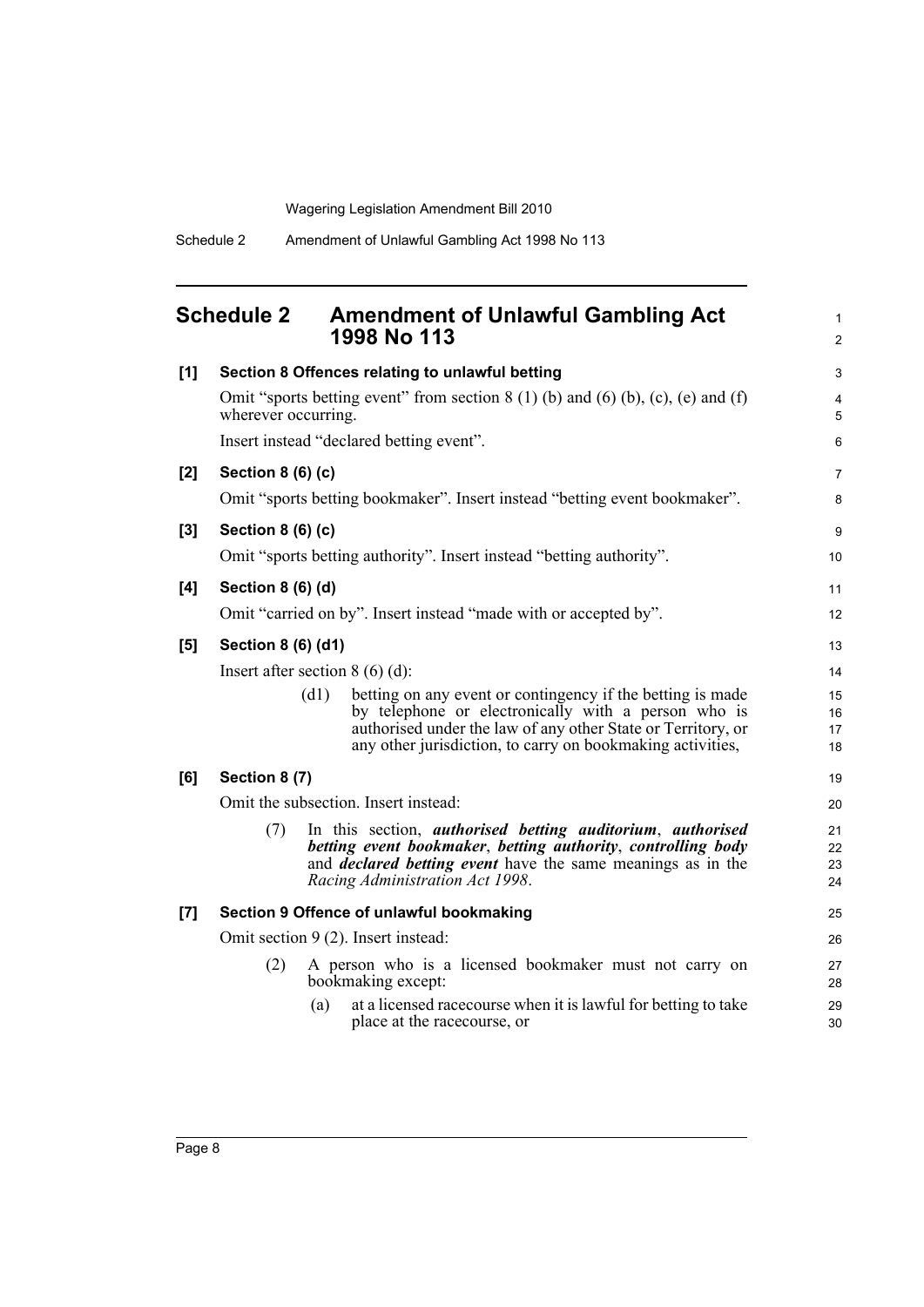# Schedule 2 Amendment of Unlawful Gambling Act 1998 No 113

**[1] Section 8 Offences relating to unlawful betting**

Omit "sports betting event" from section 8 (1) (b) and (6) (b), (c), (e) and (f) wherever occurring.

Insert instead "declared betting event".

**[2] Section 8 (6) (c)**

Omit "sports betting bookmaker". Insert instead "betting event bookmaker".

**[3] Section 8 (6) (c)**

Omit "sports betting authority". Insert instead "betting authority".

**[4] Section 8 (6) (d)**

Omit "carried on by". Insert instead "made with or accepted by".

**[5] Section 8 (6) (d1)**

Insert after section 8 (6) (d):

(d1) betting on any event or contingency if the betting is made by telephone or electronically with a person who is authorised under the law of any other State or Territory, or any other jurisdiction, to carry on bookmaking activities,

**[6] Section 8 (7)**

Omit the subsection. Insert instead:

(7) In this section, ***authorised betting auditorium***, ***authorised betting event bookmaker***, ***betting authority***, ***controlling body*** and ***declared betting event*** have the same meanings as in the *Racing Administration Act 1998*.

**[7] Section 9 Offence of unlawful bookmaking**

Omit section 9 (2). Insert instead:

(2) A person who is a licensed bookmaker must not carry on bookmaking except:

(a) at a licensed racecourse when it is lawful for betting to take place at the racecourse, or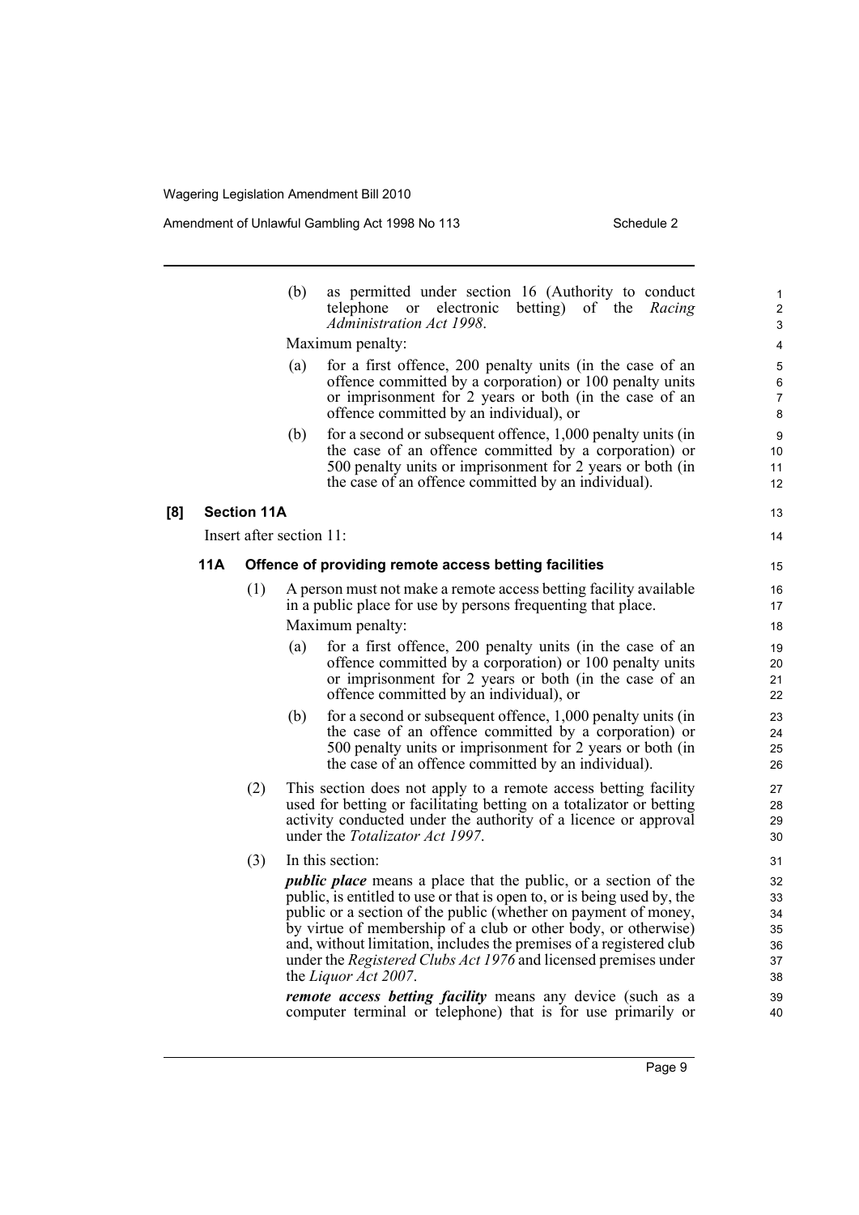(b) as permitted under section 16 (Authority to conduct telephone or electronic betting) of the *Racing Administration Act 1998*.

Maximum penalty:

(a) for a first offence, 200 penalty units (in the case of an offence committed by a corporation) or 100 penalty units or imprisonment for 2 years or both (in the case of an offence committed by an individual), or

(b) for a second or subsequent offence, 1,000 penalty units (in the case of an offence committed by a corporation) or 500 penalty units or imprisonment for 2 years or both (in the case of an offence committed by an individual).

**[8] Section 11A**

Insert after section 11:

**11A Offence of providing remote access betting facilities**

(1) A person must not make a remote access betting facility available in a public place for use by persons frequenting that place.

Maximum penalty:

(a) for a first offence, 200 penalty units (in the case of an offence committed by a corporation) or 100 penalty units or imprisonment for 2 years or both (in the case of an offence committed by an individual), or

(b) for a second or subsequent offence, 1,000 penalty units (in the case of an offence committed by a corporation) or 500 penalty units or imprisonment for 2 years or both (in the case of an offence committed by an individual).

(2) This section does not apply to a remote access betting facility used for betting or facilitating betting on a totalizator or betting activity conducted under the authority of a licence or approval under the *Totalizator Act 1997*.

(3) In this section:

***public place*** means a place that the public, or a section of the public, is entitled to use or that is open to, or is being used by, the public or a section of the public (whether on payment of money, by virtue of membership of a club or other body, or otherwise) and, without limitation, includes the premises of a registered club under the *Registered Clubs Act 1976* and licensed premises under the *Liquor Act 2007*.

***remote access betting facility*** means any device (such as a computer terminal or telephone) that is for use primarily or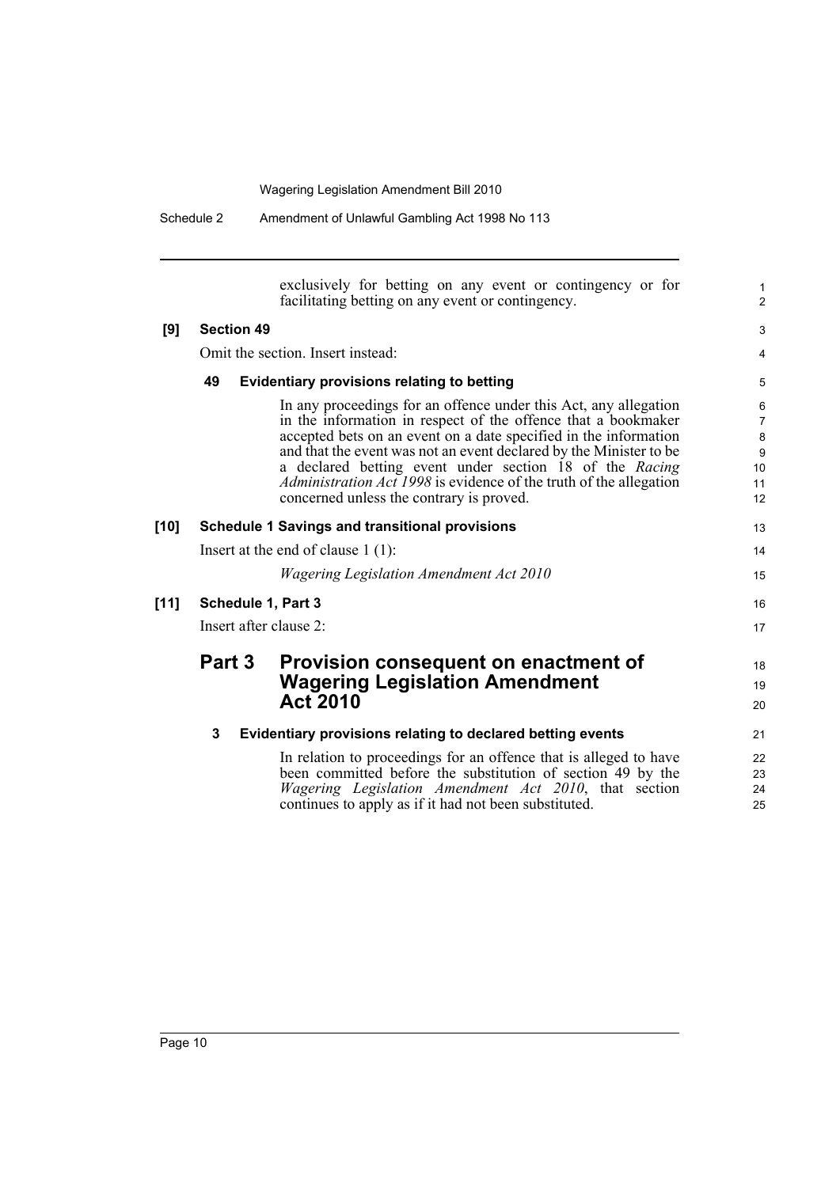exclusively for betting on any event or contingency or for facilitating betting on any event or contingency.

**[9] Section 49**

Omit the section. Insert instead:

**49 Evidentiary provisions relating to betting**

In any proceedings for an offence under this Act, any allegation in the information in respect of the offence that a bookmaker accepted bets on an event on a date specified in the information and that the event was not an event declared by the Minister to be a declared betting event under section 18 of the *Racing Administration Act 1998* is evidence of the truth of the allegation concerned unless the contrary is proved.

**[10] Schedule 1 Savings and transitional provisions**

Insert at the end of clause 1 (1):

*Wagering Legislation Amendment Act 2010*

**[11] Schedule 1, Part 3**

Insert after clause 2:

## Part 3 Provision consequent on enactment of Wagering Legislation Amendment Act 2010

**3 Evidentiary provisions relating to declared betting events**

In relation to proceedings for an offence that is alleged to have been committed before the substitution of section 49 by the *Wagering Legislation Amendment Act 2010*, that section continues to apply as if it had not been substituted.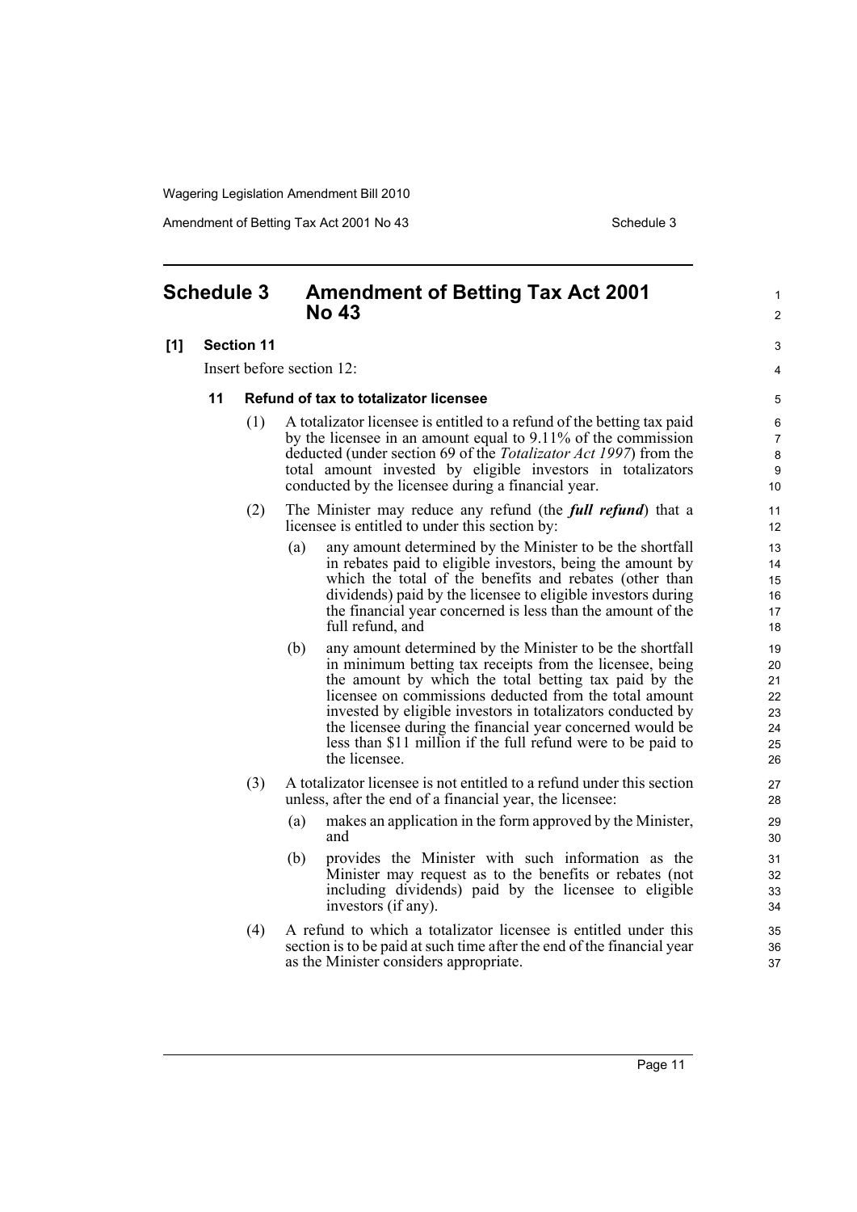## Schedule 3 Amendment of Betting Tax Act 2001 No 43

**[1] Section 11**

Insert before section 12:

**11 Refund of tax to totalizator licensee**

(1) A totalizator licensee is entitled to a refund of the betting tax paid by the licensee in an amount equal to 9.11% of the commission deducted (under section 69 of the *Totalizator Act 1997*) from the total amount invested by eligible investors in totalizators conducted by the licensee during a financial year.

(2) The Minister may reduce any refund (the ***full refund***) that a licensee is entitled to under this section by:

(a) any amount determined by the Minister to be the shortfall in rebates paid to eligible investors, being the amount by which the total of the benefits and rebates (other than dividends) paid by the licensee to eligible investors during the financial year concerned is less than the amount of the full refund, and

(b) any amount determined by the Minister to be the shortfall in minimum betting tax receipts from the licensee, being the amount by which the total betting tax paid by the licensee on commissions deducted from the total amount invested by eligible investors in totalizators conducted by the licensee during the financial year concerned would be less than $11 million if the full refund were to be paid to the licensee.

(3) A totalizator licensee is not entitled to a refund under this section unless, after the end of a financial year, the licensee:

(a) makes an application in the form approved by the Minister, and

(b) provides the Minister with such information as the Minister may request as to the benefits or rebates (not including dividends) paid by the licensee to eligible investors (if any).

(4) A refund to which a totalizator licensee is entitled under this section is to be paid at such time after the end of the financial year as the Minister considers appropriate.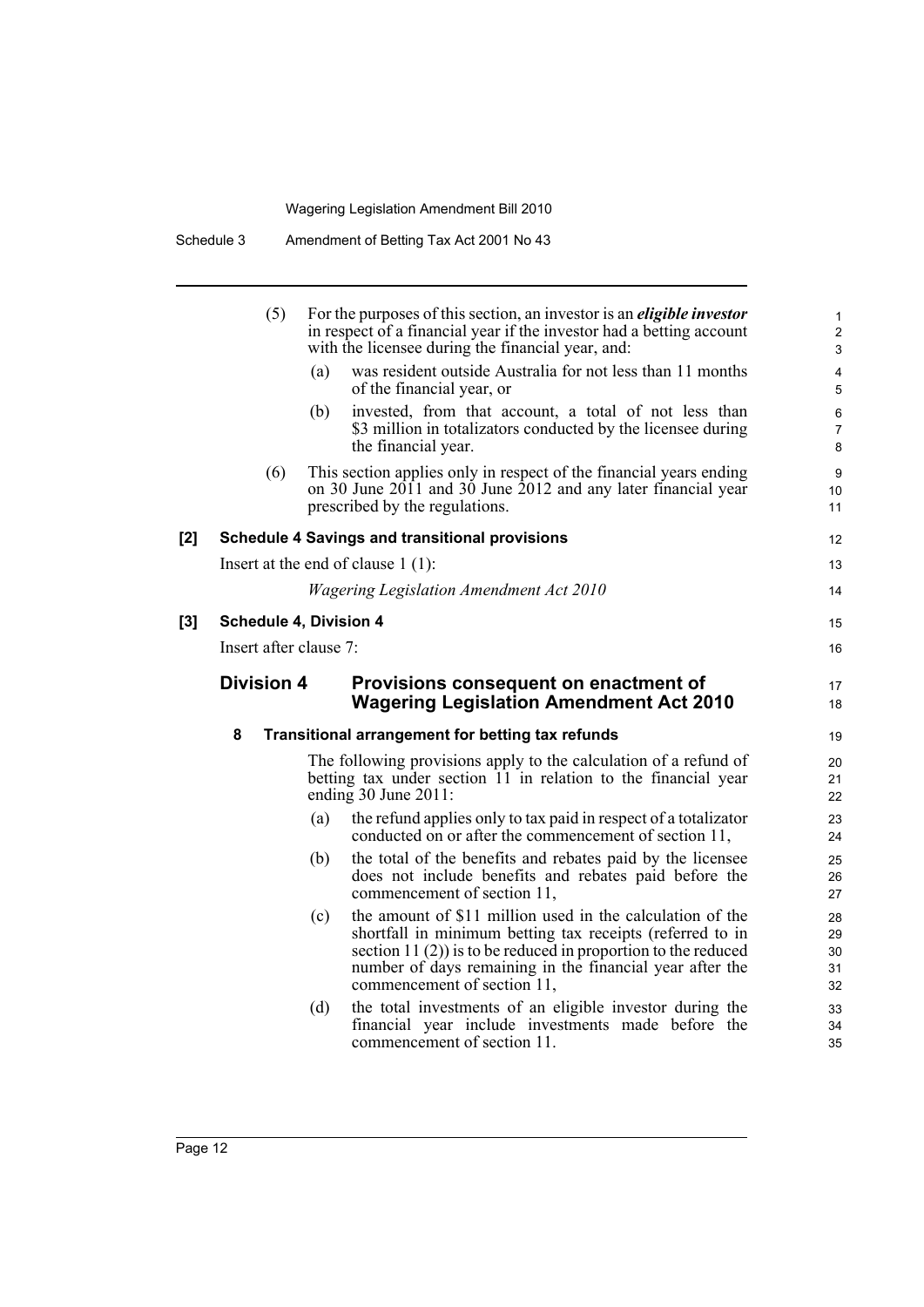(5) For the purposes of this section, an investor is an ***eligible investor*** in respect of a financial year if the investor had a betting account with the licensee during the financial year, and:

(a) was resident outside Australia for not less than 11 months of the financial year, or

(b) invested, from that account, a total of not less than $3 million in totalizators conducted by the licensee during the financial year.

(6) This section applies only in respect of the financial years ending on 30 June 2011 and 30 June 2012 and any later financial year prescribed by the regulations.

**[2] Schedule 4 Savings and transitional provisions**

Insert at the end of clause 1 (1):

*Wagering Legislation Amendment Act 2010*

**[3] Schedule 4, Division 4**

Insert after clause 7:

## Division 4 Provisions consequent on enactment of Wagering Legislation Amendment Act 2010

### 8 Transitional arrangement for betting tax refunds

The following provisions apply to the calculation of a refund of betting tax under section 11 in relation to the financial year ending 30 June 2011:

(a) the refund applies only to tax paid in respect of a totalizator conducted on or after the commencement of section 11,

(b) the total of the benefits and rebates paid by the licensee does not include benefits and rebates paid before the commencement of section 11,

(c) the amount of $11 million used in the calculation of the shortfall in minimum betting tax receipts (referred to in section 11 (2)) is to be reduced in proportion to the reduced number of days remaining in the financial year after the commencement of section 11,

(d) the total investments of an eligible investor during the financial year include investments made before the commencement of section 11.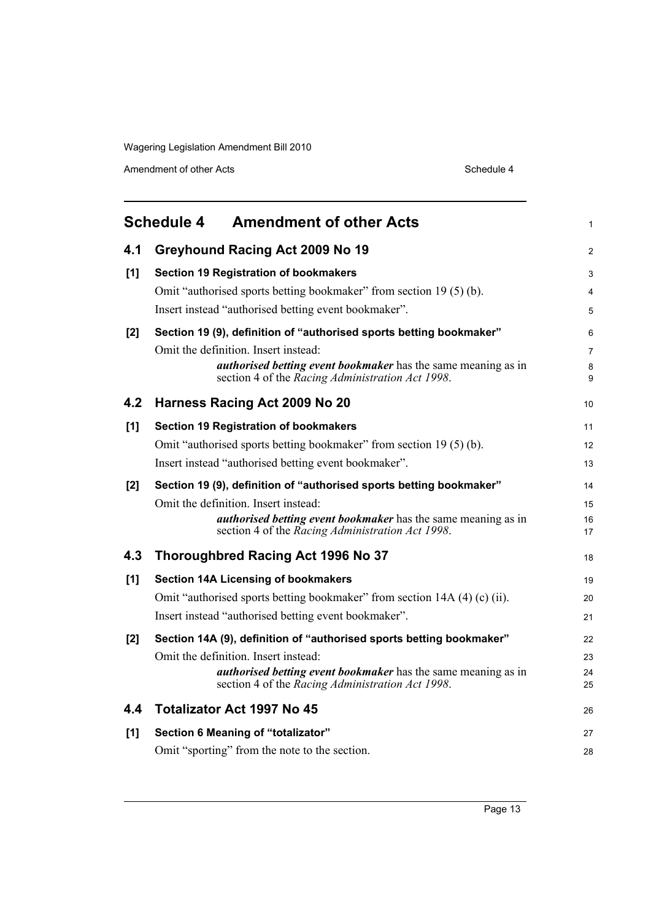# Schedule 4 Amendment of other Acts

## 4.1 Greyhound Racing Act 2009 No 19

### [1] Section 19 Registration of bookmakers

Omit "authorised sports betting bookmaker" from section 19 (5) (b).

Insert instead "authorised betting event bookmaker".

### [2] Section 19 (9), definition of "authorised sports betting bookmaker"

Omit the definition. Insert instead:

> ***authorised betting event bookmaker*** has the same meaning as in section 4 of the *Racing Administration Act 1998*.

## 4.2 Harness Racing Act 2009 No 20

### [1] Section 19 Registration of bookmakers

Omit "authorised sports betting bookmaker" from section 19 (5) (b).

Insert instead "authorised betting event bookmaker".

### [2] Section 19 (9), definition of "authorised sports betting bookmaker"

Omit the definition. Insert instead:

> ***authorised betting event bookmaker*** has the same meaning as in section 4 of the *Racing Administration Act 1998*.

## 4.3 Thoroughbred Racing Act 1996 No 37

### [1] Section 14A Licensing of bookmakers

Omit "authorised sports betting bookmaker" from section 14A (4) (c) (ii).

Insert instead "authorised betting event bookmaker".

### [2] Section 14A (9), definition of "authorised sports betting bookmaker"

Omit the definition. Insert instead:

> ***authorised betting event bookmaker*** has the same meaning as in section 4 of the *Racing Administration Act 1998*.

## 4.4 Totalizator Act 1997 No 45

### [1] Section 6 Meaning of "totalizator"

Omit "sporting" from the note to the section.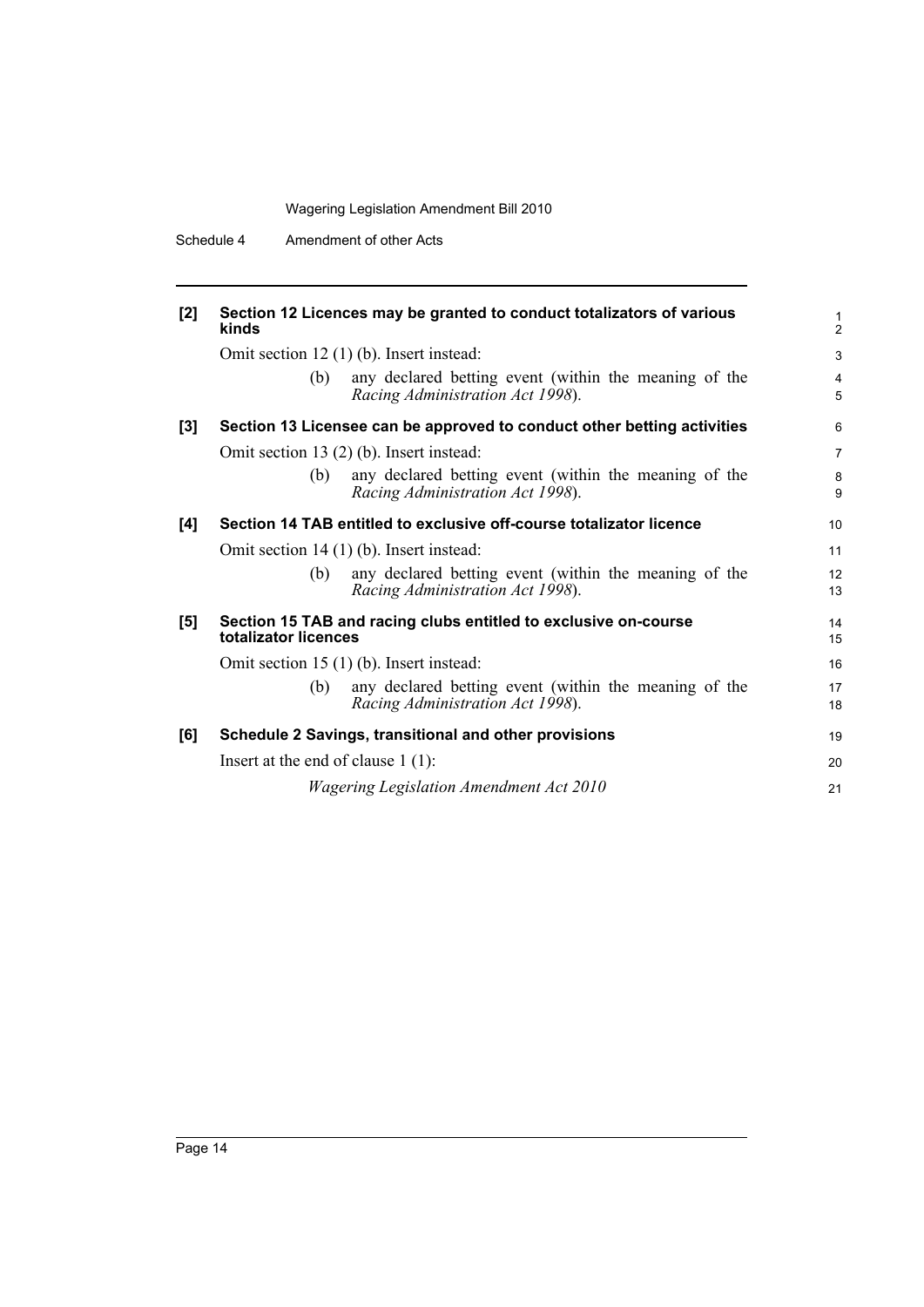**[2] Section 12 Licences may be granted to conduct totalizators of various kinds**

Omit section 12 (1) (b). Insert instead:

> (b) any declared betting event (within the meaning of the *Racing Administration Act 1998*).

**[3] Section 13 Licensee can be approved to conduct other betting activities**

Omit section 13 (2) (b). Insert instead:

> (b) any declared betting event (within the meaning of the *Racing Administration Act 1998*).

**[4] Section 14 TAB entitled to exclusive off-course totalizator licence**

Omit section 14 (1) (b). Insert instead:

> (b) any declared betting event (within the meaning of the *Racing Administration Act 1998*).

**[5] Section 15 TAB and racing clubs entitled to exclusive on-course totalizator licences**

Omit section 15 (1) (b). Insert instead:

> (b) any declared betting event (within the meaning of the *Racing Administration Act 1998*).

**[6] Schedule 2 Savings, transitional and other provisions**

Insert at the end of clause 1 (1):

> *Wagering Legislation Amendment Act 2010*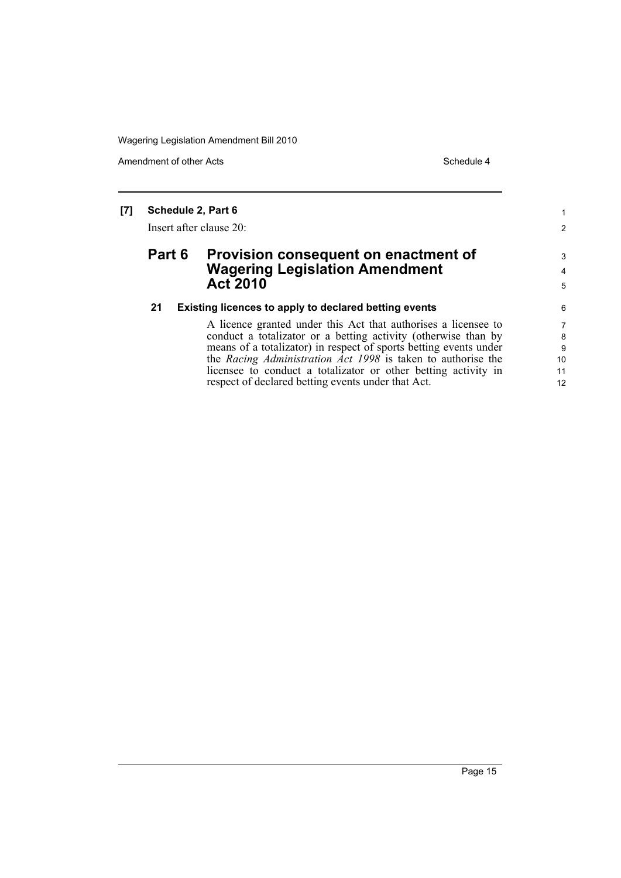**[7] Schedule 2, Part 6**

Insert after clause 20:

## Part 6 Provision consequent on enactment of Wagering Legislation Amendment Act 2010

### 21 Existing licences to apply to declared betting events

A licence granted under this Act that authorises a licensee to conduct a totalizator or a betting activity (otherwise than by means of a totalizator) in respect of sports betting events under the *Racing Administration Act 1998* is taken to authorise the licensee to conduct a totalizator or other betting activity in respect of declared betting events under that Act.